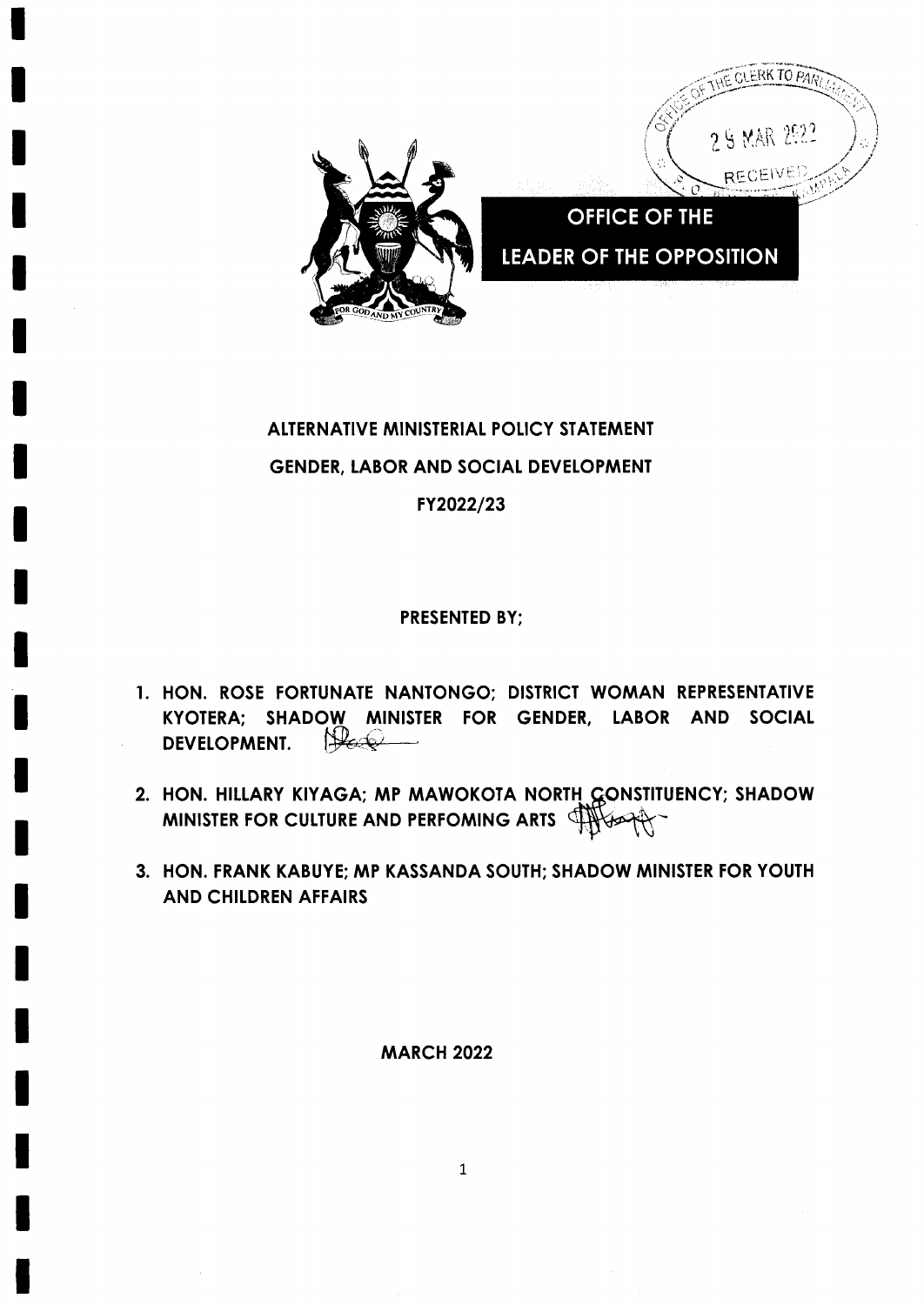# OFFICE OF THE LEADER OF THE OPPOSITION

## ALTERNATIVE MINISTERIAL POLICY STATEMENT

## GENDER, LABOR AND SOCIAL DEVELOPMENT

## FY2022/23

**PRESENTED BY;**

1. **HON. ROSE FORTUNATE NANTONGO; DISTRICT WOMAN REPRESENTATIVE KYOTERA; SHADOW MINISTER FOR GENDER, LABOR AND SOCIAL DEVELOPMENT.**
2. **HON. HILLARY KIYAGA; MP MAWOKOTA NORTH CONSTITUENCY; SHADOW MINISTER FOR CULTURE AND PERFOMING ARTS**
3. **HON. FRANK KABUYE; MP KASSANDA SOUTH; SHADOW MINISTER FOR YOUTH AND CHILDREN AFFAIRS**

**MARCH 2022**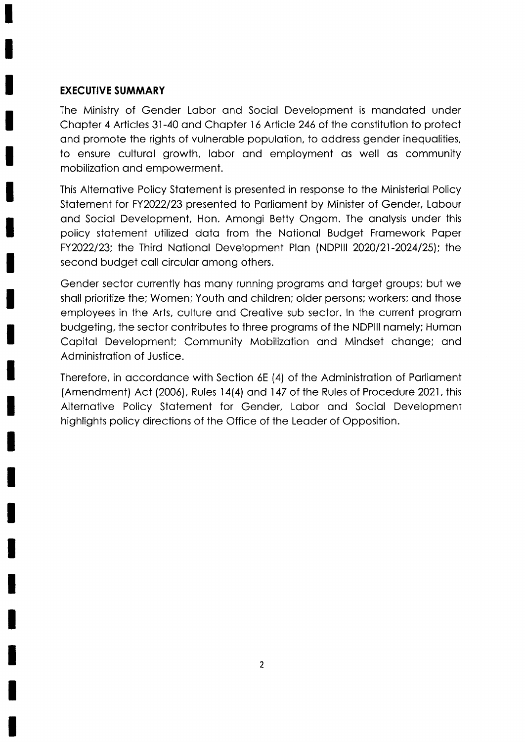## EXECUTIVE SUMMARY

The Ministry of Gender Labor and Social Development is mandated under Chapter 4 Articles 31-40 and Chapter 16 Article 246 of the constitution to protect and promote the rights of vulnerable population, to address gender inequalities, to ensure cultural growth, labor and employment as well as community mobilization and empowerment.

This Alternative Policy Statement is presented in response to the Ministerial Policy Statement for FY2022/23 presented to Parliament by Minister of Gender, Labour and Social Development, Hon. Amongi Betty Ongom. The analysis under this policy statement utilized data from the National Budget Framework Paper FY2022/23; the Third National Development Plan (NDPIII 2020/21-2024/25); the second budget call circular among others.

Gender sector currently has many running programs and target groups; but we shall prioritize the; Women; Youth and children; older persons; workers; and those employees in the Arts, culture and Creative sub sector. In the current program budgeting, the sector contributes to three programs of the NDPIII namely; Human Capital Development; Community Mobilization and Mindset change; and Administration of Justice.

Therefore, in accordance with Section 6E (4) of the Administration of Parliament (Amendment) Act (2006), Rules 14(4) and 147 of the Rules of Procedure 2021, this Alternative Policy Statement for Gender, Labor and Social Development highlights policy directions of the Office of the Leader of Opposition.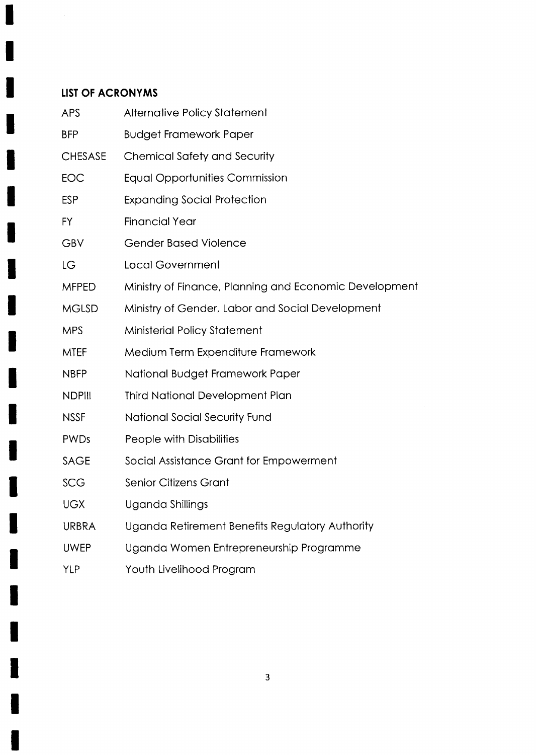## LIST OF ACRONYMS

| | |
|---|---|
| APS | Alternative Policy Statement |
| BFP | Budget Framework Paper |
| CHESASE | Chemical Safety and Security |
| EOC | Equal Opportunities Commission |
| ESP | Expanding Social Protection |
| FY | Financial Year |
| GBV | Gender Based Violence |
| LG | Local Government |
| MFPED | Ministry of Finance, Planning and Economic Development |
| MGLSD | Ministry of Gender, Labor and Social Development |
| MPS | Ministerial Policy Statement |
| MTEF | Medium Term Expenditure Framework |
| NBFP | National Budget Framework Paper |
| NDPIII | Third National Development Plan |
| NSSF | National Social Security Fund |
| PWDs | People with Disabilities |
| SAGE | Social Assistance Grant for Empowerment |
| SCG | Senior Citizens Grant |
| UGX | Uganda Shillings |
| URBRA | Uganda Retirement Benefits Regulatory Authority |
| UWEP | Uganda Women Entrepreneurship Programme |
| YLP | Youth Livelihood Program |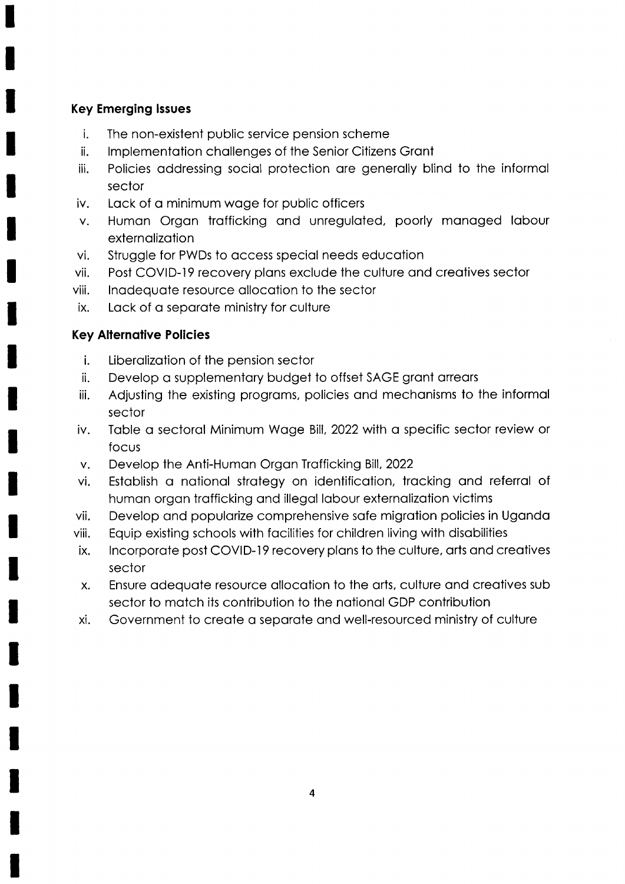### Key Emerging Issues

i. The non-existent public service pension scheme
ii. Implementation challenges of the Senior Citizens Grant
iii. Policies addressing social protection are generally blind to the informal sector
iv. Lack of a minimum wage for public officers
v. Human Organ trafficking and unregulated, poorly managed labour externalization
vi. Struggle for PWDs to access special needs education
vii. Post COVID-19 recovery plans exclude the culture and creatives sector
viii. Inadequate resource allocation to the sector
ix. Lack of a separate ministry for culture

### Key Alternative Policies

i. Liberalization of the pension sector
ii. Develop a supplementary budget to offset SAGE grant arrears
iii. Adjusting the existing programs, policies and mechanisms to the informal sector
iv. Table a sectoral Minimum Wage Bill, 2022 with a specific sector review or focus
v. Develop the Anti-Human Organ Trafficking Bill, 2022
vi. Establish a national strategy on identification, tracking and referral of human organ trafficking and illegal labour externalization victims
vii. Develop and popularize comprehensive safe migration policies in Uganda
viii. Equip existing schools with facilities for children living with disabilities
ix. Incorporate post COVID-19 recovery plans to the culture, arts and creatives sector
x. Ensure adequate resource allocation to the arts, culture and creatives sub sector to match its contribution to the national GDP contribution
xi. Government to create a separate and well-resourced ministry of culture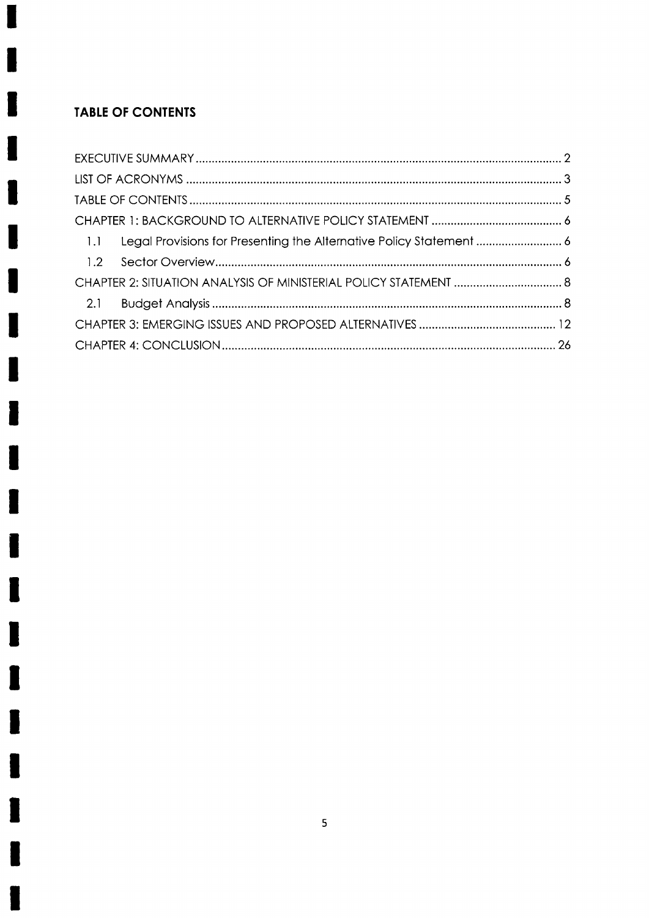## TABLE OF CONTENTS

EXECUTIVE SUMMARY .......... 2

LIST OF ACRONYMS .......... 3

TABLE OF CONTENTS .......... 5

CHAPTER 1: BACKGROUND TO ALTERNATIVE POLICY STATEMENT .......... 6

- 1.1 Legal Provisions for Presenting the Alternative Policy Statement .......... 6
- 1.2 Sector Overview .......... 6

CHAPTER 2: SITUATION ANALYSIS OF MINISTERIAL POLICY STATEMENT .......... 8

- 2.1 Budget Analysis .......... 8

CHAPTER 3: EMERGING ISSUES AND PROPOSED ALTERNATIVES .......... 12

CHAPTER 4: CONCLUSION .......... 26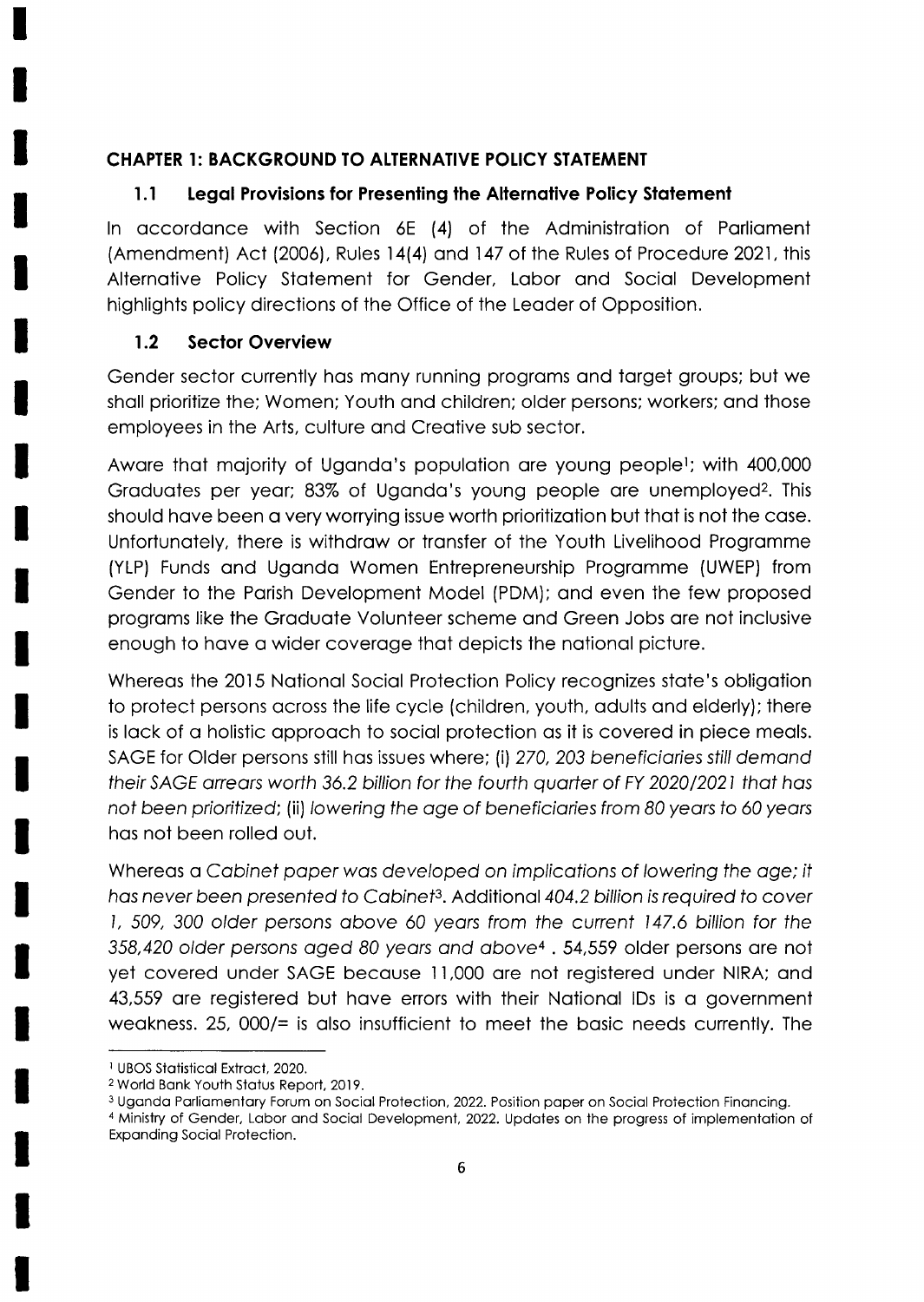## CHAPTER 1: BACKGROUND TO ALTERNATIVE POLICY STATEMENT

### 1.1 Legal Provisions for Presenting the Alternative Policy Statement

In accordance with Section 6E (4) of the Administration of Parliament (Amendment) Act (2006), Rules 14(4) and 147 of the Rules of Procedure 2021, this Alternative Policy Statement for Gender, Labor and Social Development highlights policy directions of the Office of the Leader of Opposition.

### 1.2 Sector Overview

Gender sector currently has many running programs and target groups; but we shall prioritize the; Women; Youth and children; older persons; workers; and those employees in the Arts, culture and Creative sub sector.

Aware that majority of Uganda's population are young people[1]; with 400,000 Graduates per year; 83% of Uganda's young people are unemployed[2]. This should have been a very worrying issue worth prioritization but that is not the case. Unfortunately, there is withdraw or transfer of the Youth Livelihood Programme (YLP) Funds and Uganda Women Entrepreneurship Programme (UWEP) from Gender to the Parish Development Model (PDM); and even the few proposed programs like the Graduate Volunteer scheme and Green Jobs are not inclusive enough to have a wider coverage that depicts the national picture.

Whereas the 2015 National Social Protection Policy recognizes state's obligation to protect persons across the life cycle (children, youth, adults and elderly); there is lack of a holistic approach to social protection as it is covered in piece meals. SAGE for Older persons still has issues where; (i) *270, 203 beneficiaries still demand their SAGE arrears worth 36.2 billion for the fourth quarter of FY 2020/2021 that has not been prioritized*; (ii) *lowering the age of beneficiaries from 80 years to 60 years* has not been rolled out.

Whereas a *Cabinet paper was developed on implications of lowering the age; it has never been presented to Cabinet*[3]. Additional *404.2 billion is required to cover 1, 509, 300 older persons above 60 years from the current 147.6 billion for the 358,420 older persons aged 80 years and above*[4] . 54,559 older persons are not yet covered under SAGE because 11,000 are not registered under NIRA; and 43,559 are registered but have errors with their National IDs is a government weakness. 25, 000/= is also insufficient to meet the basic needs currently. The

---

[1] UBOS Statistical Extract, 2020.

[2] World Bank Youth Status Report, 2019.

[3] Uganda Parliamentary Forum on Social Protection, 2022. Position paper on Social Protection Financing.

[4] Ministry of Gender, Labor and Social Development, 2022. Updates on the progress of implementation of Expanding Social Protection.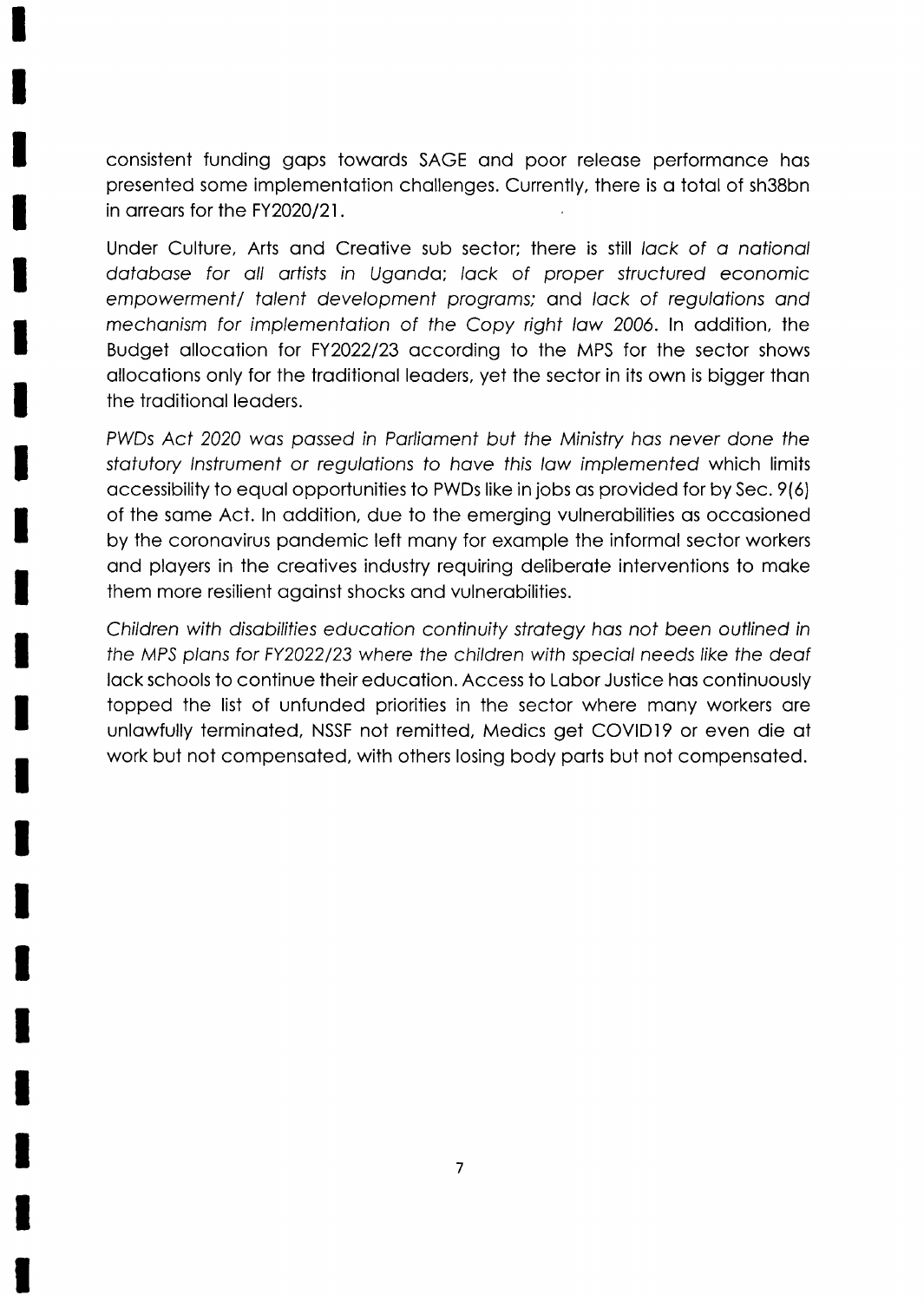consistent funding gaps towards SAGE and poor release performance has presented some implementation challenges. Currently, there is a total of sh38bn in arrears for the FY2020/21.

Under Culture, Arts and Creative sub sector; there is still *lack of a national database for all artists in Uganda*; *lack of proper structured economic empowerment/ talent development programs;* and *lack of regulations and mechanism for implementation of the Copy right law 2006*. In addition, the Budget allocation for FY2022/23 according to the MPS for the sector shows allocations only for the traditional leaders, yet the sector in its own is bigger than the traditional leaders.

*PWDs Act 2020 was passed in Parliament but the Ministry has never done the statutory Instrument or regulations to have this law implemented* which limits accessibility to equal opportunities to PWDs like in jobs as provided for by Sec. 9(6) of the same Act. In addition, due to the emerging vulnerabilities as occasioned by the coronavirus pandemic left many for example the informal sector workers and players in the creatives industry requiring deliberate interventions to make them more resilient against shocks and vulnerabilities.

*Children with disabilities education continuity strategy has not been outlined in the MPS plans for FY2022/23 where the children with special needs like the deaf* lack schools to continue their education. Access to Labor Justice has continuously topped the list of unfunded priorities in the sector where many workers are unlawfully terminated, NSSF not remitted, Medics get COVID19 or even die at work but not compensated, with others losing body parts but not compensated.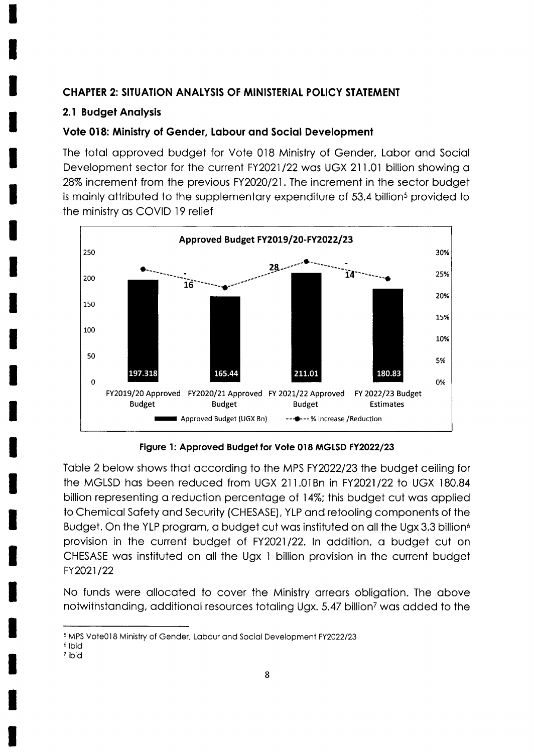## CHAPTER 2: SITUATION ANALYSIS OF MINISTERIAL POLICY STATEMENT

### 2.1 Budget Analysis

#### Vote 018: Ministry of Gender, Labour and Social Development

The total approved budget for Vote 018 Ministry of Gender, Labor and Social Development sector for the current FY2021/22 was UGX 211.01 billion showing a 28% increment from the previous FY2020/21. The increment in the sector budget is mainly attributed to the supplementary expenditure of 53.4 billion[5] provided to the ministry as COVID 19 relief

**Figure 1: Approved Budget for Vote 018 MGLSD FY2022/23**

Table 2 below shows that according to the MPS FY2022/23 the budget ceiling for the MGLSD has been reduced from UGX 211.01Bn in FY2021/22 to UGX 180.84 billion representing a reduction percentage of 14%; this budget cut was applied to Chemical Safety and Security (CHESASE), YLP and retooling components of the Budget. On the YLP program, a budget cut was instituted on all the Ugx 3.3 billion[6] provision in the current budget of FY2021/22. In addition, a budget cut on CHESASE was instituted on all the Ugx 1 billion provision in the current budget FY2021/22

No funds were allocated to cover the Ministry arrears obligation. The above notwithstanding, additional resources totaling Ugx. 5.47 billion[7] was added to the

---

[5] MPS Vote018 Ministry of Gender, Labour and Social Development FY2022/23

[6] Ibid

[7] ibid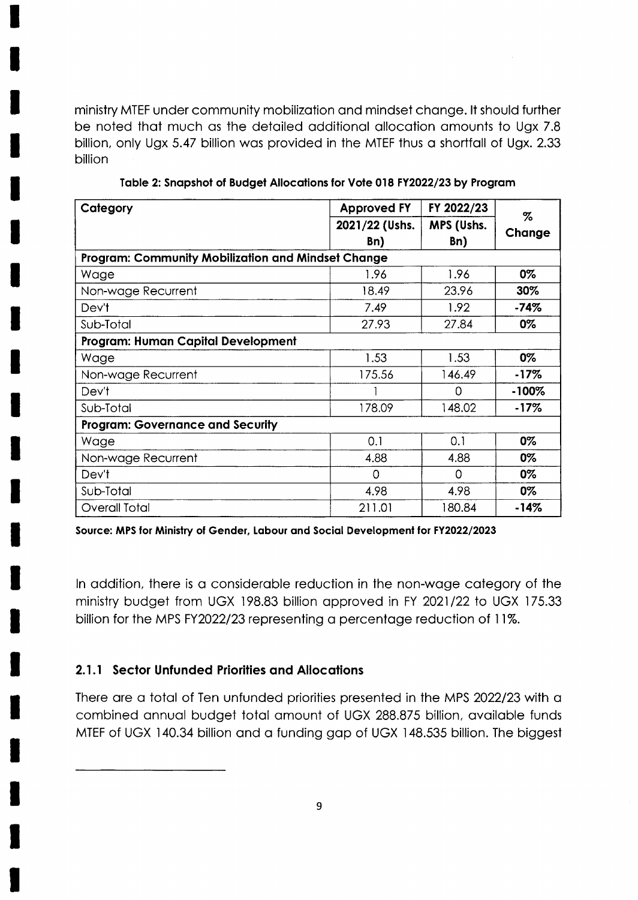ministry MTEF under community mobilization and mindset change. It should further be noted that much as the detailed additional allocation amounts to Ugx 7.8 billion, only Ugx 5.47 billion was provided in the MTEF thus a shortfall of Ugx. 2.33 billion

**Table 2: Snapshot of Budget Allocations for Vote 018 FY2022/23 by Program**

| Category | Approved FY 2021/22 (Ushs. Bn) | FY 2022/23 MPS (Ushs. Bn) | % Change |
|---|---|---|---|
| **Program: Community Mobilization and Mindset Change** | | | |
| Wage | 1.96 | 1.96 | **0%** |
| Non-wage Recurrent | 18.49 | 23.96 | **30%** |
| Dev't | 7.49 | 1.92 | **-74%** |
| Sub-Total | 27.93 | 27.84 | **0%** |
| **Program: Human Capital Development** | | | |
| Wage | 1.53 | 1.53 | **0%** |
| Non-wage Recurrent | 175.56 | 146.49 | **-17%** |
| Dev't | 1 | 0 | **-100%** |
| Sub-Total | 178.09 | 148.02 | **-17%** |
| **Program: Governance and Security** | | | |
| Wage | 0.1 | 0.1 | **0%** |
| Non-wage Recurrent | 4.88 | 4.88 | **0%** |
| Dev't | 0 | 0 | **0%** |
| Sub-Total | 4.98 | 4.98 | **0%** |
| Overall Total | 211.01 | 180.84 | **-14%** |

**Source: MPS for Ministry of Gender, Labour and Social Development for FY2022/2023**

In addition, there is a considerable reduction in the non-wage category of the ministry budget from UGX 198.83 billion approved in FY 2021/22 to UGX 175.33 billion for the MPS FY2022/23 representing a percentage reduction of 11%.

### 2.1.1 Sector Unfunded Priorities and Allocations

There are a total of Ten unfunded priorities presented in the MPS 2022/23 with a combined annual budget total amount of UGX 288.875 billion, available funds MTEF of UGX 140.34 billion and a funding gap of UGX 148.535 billion. The biggest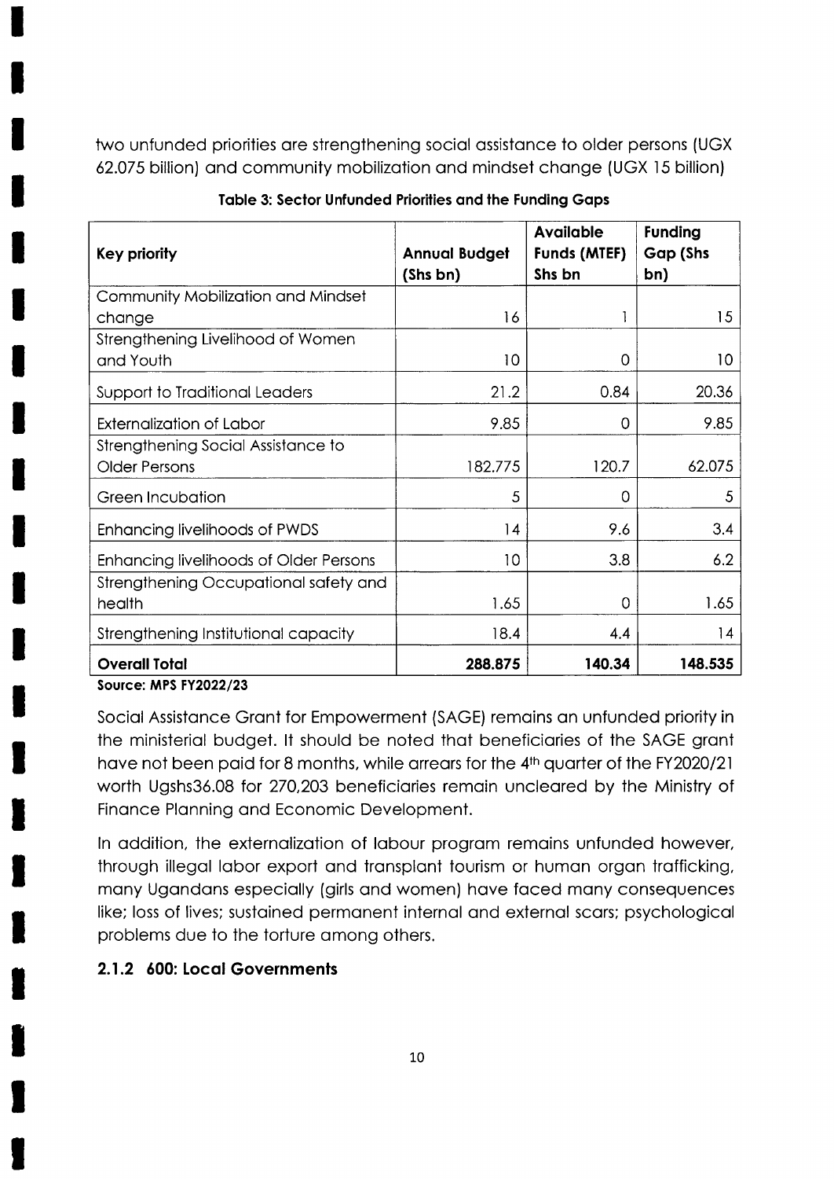two unfunded priorities are strengthening social assistance to older persons (UGX 62.075 billion) and community mobilization and mindset change (UGX 15 billion)

**Table 3: Sector Unfunded Priorities and the Funding Gaps**

| Key priority | Annual Budget (Shs bn) | Available Funds (MTEF) Shs bn | Funding Gap (Shs bn) |
|---|---|---|---|
| Community Mobilization and Mindset change | 16 | 1 | 15 |
| Strengthening Livelihood of Women and Youth | 10 | 0 | 10 |
| Support to Traditional Leaders | 21.2 | 0.84 | 20.36 |
| Externalization of Labor | 9.85 | 0 | 9.85 |
| Strengthening Social Assistance to Older Persons | 182.775 | 120.7 | 62.075 |
| Green Incubation | 5 | 0 | 5 |
| Enhancing livelihoods of PWDS | 14 | 9.6 | 3.4 |
| Enhancing livelihoods of Older Persons | 10 | 3.8 | 6.2 |
| Strengthening Occupational safety and health | 1.65 | 0 | 1.65 |
| Strengthening Institutional capacity | 18.4 | 4.4 | 14 |
| **Overall Total** | **288.875** | **140.34** | **148.535** |

**Source: MPS FY2022/23**

Social Assistance Grant for Empowerment (SAGE) remains an unfunded priority in the ministerial budget. It should be noted that beneficiaries of the SAGE grant have not been paid for 8 months, while arrears for the 4th quarter of the FY2020/21 worth Ugshs36.08 for 270,203 beneficiaries remain uncleared by the Ministry of Finance Planning and Economic Development.

In addition, the externalization of labour program remains unfunded however, through illegal labor export and transplant tourism or human organ trafficking, many Ugandans especially (girls and women) have faced many consequences like; loss of lives; sustained permanent internal and external scars; psychological problems due to the torture among others.

### 2.1.2 600: Local Governments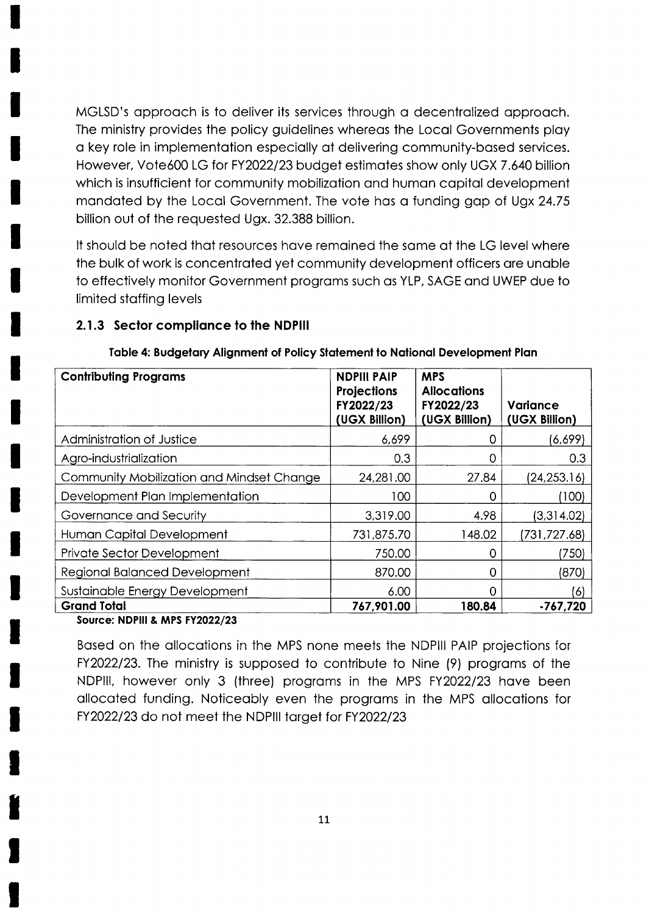MGLSD's approach is to deliver its services through a decentralized approach. The ministry provides the policy guidelines whereas the Local Governments play a key role in implementation especially at delivering community-based services. However, Vote600 LG for FY2022/23 budget estimates show only UGX 7.640 billion which is insufficient for community mobilization and human capital development mandated by the Local Government. The vote has a funding gap of Ugx 24.75 billion out of the requested Ugx. 32.388 billion.

It should be noted that resources have remained the same at the LG level where the bulk of work is concentrated yet community development officers are unable to effectively monitor Government programs such as YLP, SAGE and UWEP due to limited staffing levels

### 2.1.3 Sector compliance to the NDPIII

**Table 4: Budgetary Alignment of Policy Statement to National Development Plan**

| Contributing Programs | NDPIII PAIP Projections FY2022/23 (UGX Billion) | MPS Allocations FY2022/23 (UGX Billion) | Variance (UGX Billion) |
|---|---|---|---|
| Administration of Justice | 6,699 | 0 | (6,699) |
| Agro-industrialization | 0.3 | 0 | 0.3 |
| Community Mobilization and Mindset Change | 24,281.00 | 27.84 | (24,253.16) |
| Development Plan Implementation | 100 | 0 | (100) |
| Governance and Security | 3,319.00 | 4.98 | (3,314.02) |
| Human Capital Development | 731,875.70 | 148.02 | (731,727.68) |
| Private Sector Development | 750.00 | 0 | (750) |
| Regional Balanced Development | 870.00 | 0 | (870) |
| Sustainable Energy Development | 6.00 | 0 | (6) |
| **Grand Total** | **767,901.00** | **180.84** | **-767,720** |

**Source: NDPIII & MPS FY2022/23**

Based on the allocations in the MPS none meets the NDPIII PAIP projections for FY2022/23. The ministry is supposed to contribute to Nine (9) programs of the NDPIII, however only 3 (three) programs in the MPS FY2022/23 have been allocated funding. Noticeably even the programs in the MPS allocations for FY2022/23 do not meet the NDPIII target for FY2022/23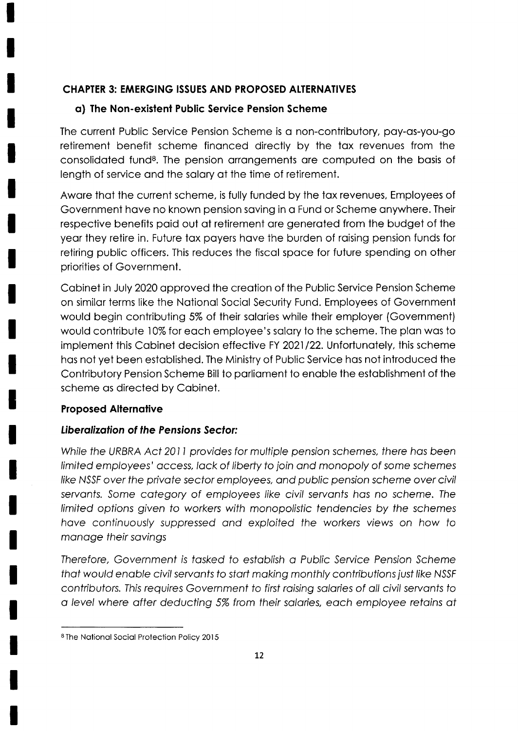## CHAPTER 3: EMERGING ISSUES AND PROPOSED ALTERNATIVES

### a) The Non-existent Public Service Pension Scheme

The current Public Service Pension Scheme is a non-contributory, pay-as-you-go retirement benefit scheme financed directly by the tax revenues from the consolidated fund[8]. The pension arrangements are computed on the basis of length of service and the salary at the time of retirement.

Aware that the current scheme, is fully funded by the tax revenues, Employees of Government have no known pension saving in a Fund or Scheme anywhere. Their respective benefits paid out at retirement are generated from the budget of the year they retire in. Future tax payers have the burden of raising pension funds for retiring public officers. This reduces the fiscal space for future spending on other priorities of Government.

Cabinet in July 2020 approved the creation of the Public Service Pension Scheme on similar terms like the National Social Security Fund. Employees of Government would begin contributing 5% of their salaries while their employer (Government) would contribute 10% for each employee's salary to the scheme. The plan was to implement this Cabinet decision effective FY 2021/22. Unfortunately, this scheme has not yet been established. The Ministry of Public Service has not introduced the Contributory Pension Scheme Bill to parliament to enable the establishment of the scheme as directed by Cabinet.

**Proposed Alternative**

***Liberalization of the Pensions Sector:***

*While the URBRA Act 2011 provides for multiple pension schemes, there has been limited employees' access, lack of liberty to join and monopoly of some schemes like NSSF over the private sector employees, and public pension scheme over civil servants. Some category of employees like civil servants has no scheme. The limited options given to workers with monopolistic tendencies by the schemes have continuously suppressed and exploited the workers views on how to manage their savings*

*Therefore, Government is tasked to establish a Public Service Pension Scheme that would enable civil servants to start making monthly contributions just like NSSF contributors. This requires Government to first raising salaries of all civil servants to a level where after deducting 5% from their salaries, each employee retains at*

[8] The National Social Protection Policy 2015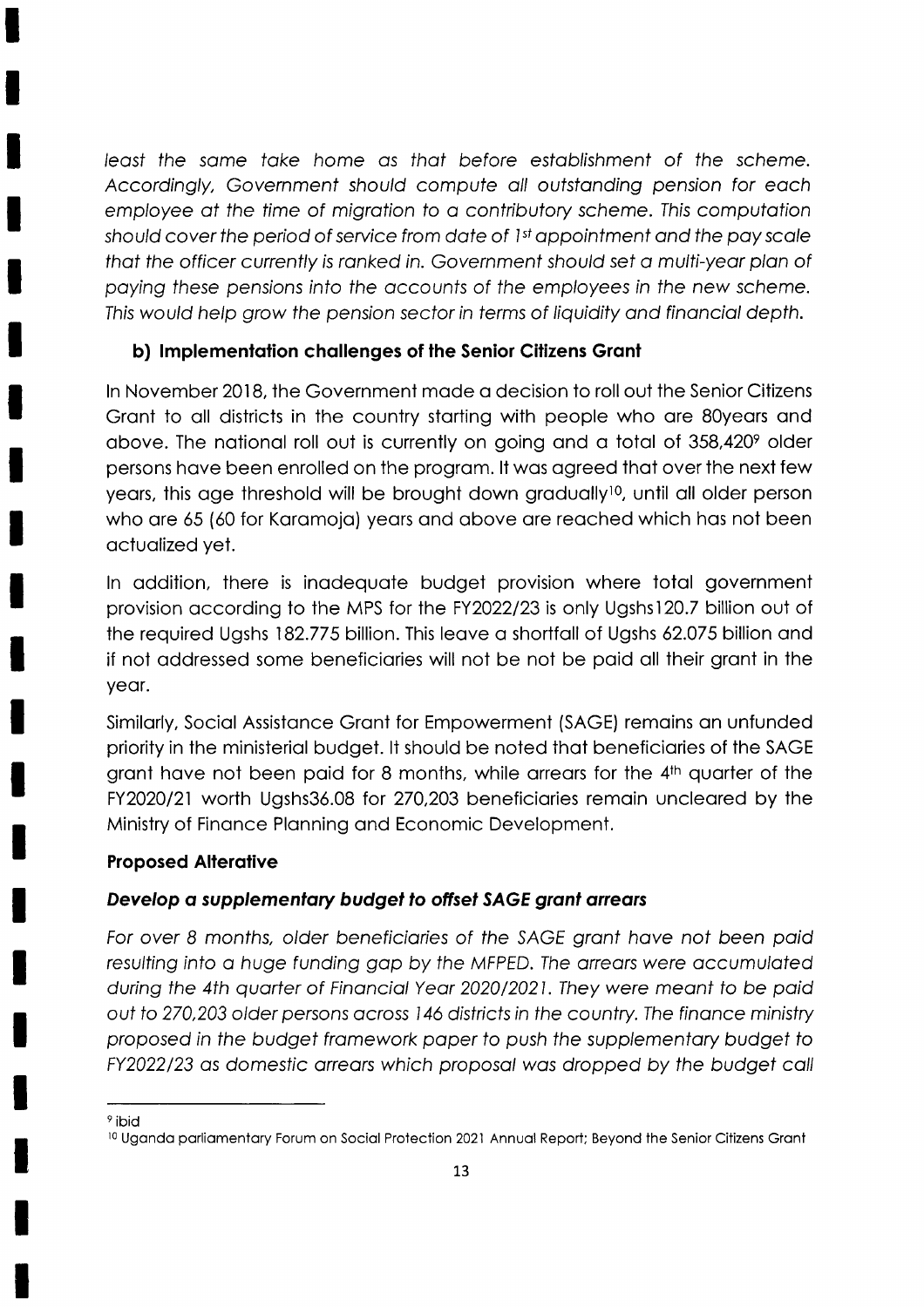*least the same take home as that before establishment of the scheme. Accordingly, Government should compute all outstanding pension for each employee at the time of migration to a contributory scheme. This computation should cover the period of service from date of 1st appointment and the pay scale that the officer currently is ranked in. Government should set a multi-year plan of paying these pensions into the accounts of the employees in the new scheme. This would help grow the pension sector in terms of liquidity and financial depth.*

**b) Implementation challenges of the Senior Citizens Grant**

In November 2018, the Government made a decision to roll out the Senior Citizens Grant to all districts in the country starting with people who are 80years and above. The national roll out is currently on going and a total of 358,420[9] older persons have been enrolled on the program. It was agreed that over the next few years, this age threshold will be brought down gradually[10], until all older person who are 65 (60 for Karamoja) years and above are reached which has not been actualized yet.

In addition, there is inadequate budget provision where total government provision according to the MPS for the FY2022/23 is only Ugshs120.7 billion out of the required Ugshs 182.775 billion. This leave a shortfall of Ugshs 62.075 billion and if not addressed some beneficiaries will not be not be paid all their grant in the year.

Similarly, Social Assistance Grant for Empowerment (SAGE) remains an unfunded priority in the ministerial budget. It should be noted that beneficiaries of the SAGE grant have not been paid for 8 months, while arrears for the 4th quarter of the FY2020/21 worth Ugshs36.08 for 270,203 beneficiaries remain uncleared by the Ministry of Finance Planning and Economic Development.

**Proposed Alterative**

***Develop a supplementary budget to offset SAGE grant arrears***

*For over 8 months, older beneficiaries of the SAGE grant have not been paid resulting into a huge funding gap by the MFPED. The arrears were accumulated during the 4th quarter of Financial Year 2020/2021. They were meant to be paid out to 270,203 older persons across 146 districts in the country. The finance ministry proposed in the budget framework paper to push the supplementary budget to FY2022/23 as domestic arrears which proposal was dropped by the budget call*

---

[9] ibid

[10] Uganda parliamentary Forum on Social Protection 2021 Annual Report; Beyond the Senior Citizens Grant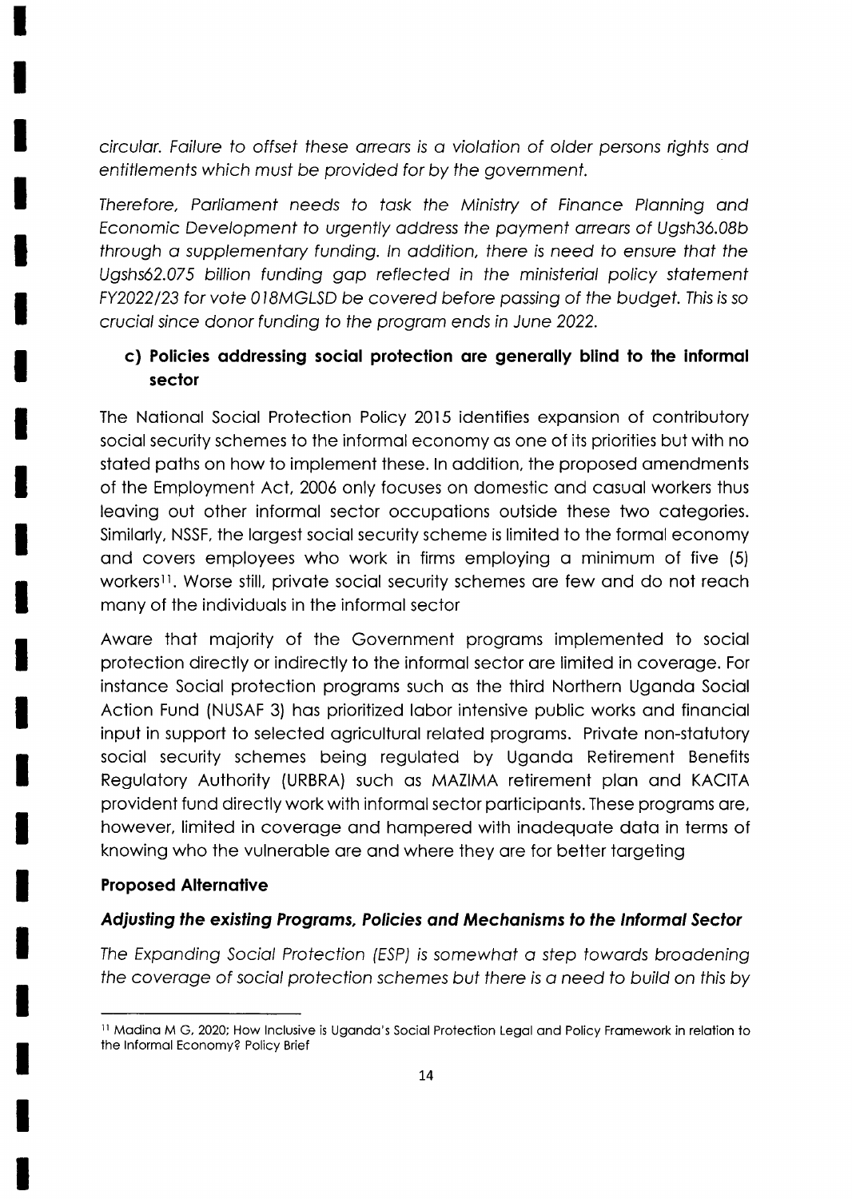*circular. Failure to offset these arrears is a violation of older persons rights and entitlements which must be provided for by the government.*

*Therefore, Parliament needs to task the Ministry of Finance Planning and Economic Development to urgently address the payment arrears of Ugsh36.08b through a supplementary funding. In addition, there is need to ensure that the Ugshs62.075 billion funding gap reflected in the ministerial policy statement FY2022/23 for vote 018MGLSD be covered before passing of the budget. This is so crucial since donor funding to the program ends in June 2022.*

### c) Policies addressing social protection are generally blind to the informal sector

The National Social Protection Policy 2015 identifies expansion of contributory social security schemes to the informal economy as one of its priorities but with no stated paths on how to implement these. In addition, the proposed amendments of the Employment Act, 2006 only focuses on domestic and casual workers thus leaving out other informal sector occupations outside these two categories. Similarly, NSSF, the largest social security scheme is limited to the formal economy and covers employees who work in firms employing a minimum of five (5) workers[11]. Worse still, private social security schemes are few and do not reach many of the individuals in the informal sector

Aware that majority of the Government programs implemented to social protection directly or indirectly to the informal sector are limited in coverage. For instance Social protection programs such as the third Northern Uganda Social Action Fund (NUSAF 3) has prioritized labor intensive public works and financial input in support to selected agricultural related programs. Private non-statutory social security schemes being regulated by Uganda Retirement Benefits Regulatory Authority (URBRA) such as MAZIMA retirement plan and KACITA provident fund directly work with informal sector participants. These programs are, however, limited in coverage and hampered with inadequate data in terms of knowing who the vulnerable are and where they are for better targeting

**Proposed Alternative**

***Adjusting the existing Programs, Policies and Mechanisms to the Informal Sector***

*The Expanding Social Protection (ESP) is somewhat a step towards broadening the coverage of social protection schemes but there is a need to build on this by*

---

[11] Madina M G, 2020; How Inclusive is Uganda's Social Protection Legal and Policy Framework in relation to the Informal Economy? Policy Brief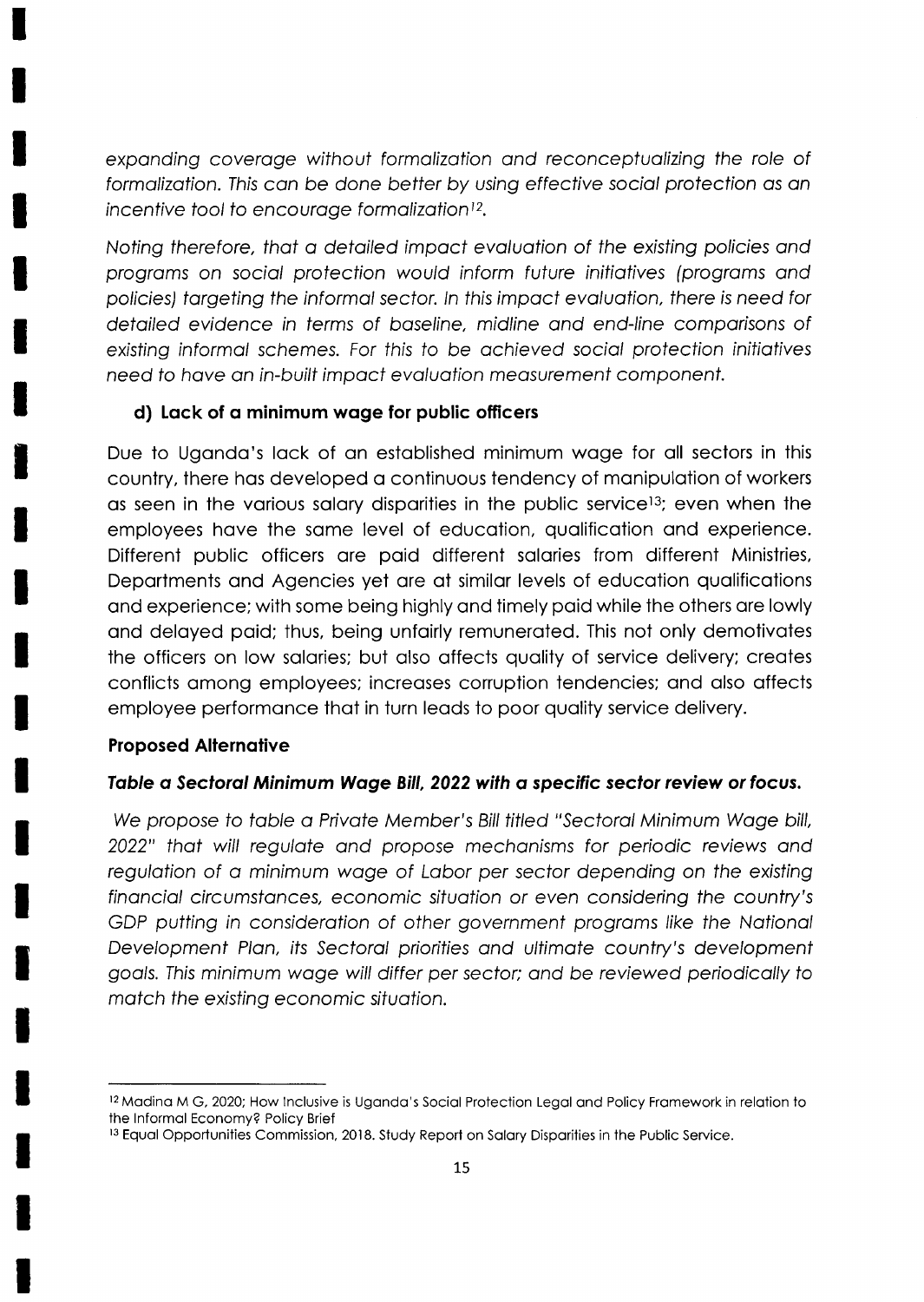*expanding coverage without formalization and reconceptualizing the role of formalization. This can be done better by using effective social protection as an incentive tool to encourage formalization*[12].

*Noting therefore, that a detailed impact evaluation of the existing policies and programs on social protection would inform future initiatives (programs and policies) targeting the informal sector. In this impact evaluation, there is need for detailed evidence in terms of baseline, midline and end-line comparisons of existing informal schemes. For this to be achieved social protection initiatives need to have an in-built impact evaluation measurement component.*

#### d) Lack of a minimum wage for public officers

Due to Uganda's lack of an established minimum wage for all sectors in this country, there has developed a continuous tendency of manipulation of workers as seen in the various salary disparities in the public service[13]; even when the employees have the same level of education, qualification and experience. Different public officers are paid different salaries from different Ministries, Departments and Agencies yet are at similar levels of education qualifications and experience; with some being highly and timely paid while the others are lowly and delayed paid; thus, being unfairly remunerated. This not only demotivates the officers on low salaries; but also affects quality of service delivery; creates conflicts among employees; increases corruption tendencies; and also affects employee performance that in turn leads to poor quality service delivery.

**Proposed Alternative**

***Table a Sectoral Minimum Wage Bill, 2022 with a specific sector review or focus.***

*We propose to table a Private Member's Bill titled "Sectoral Minimum Wage bill, 2022" that will regulate and propose mechanisms for periodic reviews and regulation of a minimum wage of Labor per sector depending on the existing financial circumstances, economic situation or even considering the country's GDP putting in consideration of other government programs like the National Development Plan, its Sectoral priorities and ultimate country's development goals. This minimum wage will differ per sector; and be reviewed periodically to match the existing economic situation.*

---

[12] Madina M G, 2020; How Inclusive is Uganda's Social Protection Legal and Policy Framework in relation to the Informal Economy? Policy Brief

[13] Equal Opportunities Commission, 2018. Study Report on Salary Disparities in the Public Service.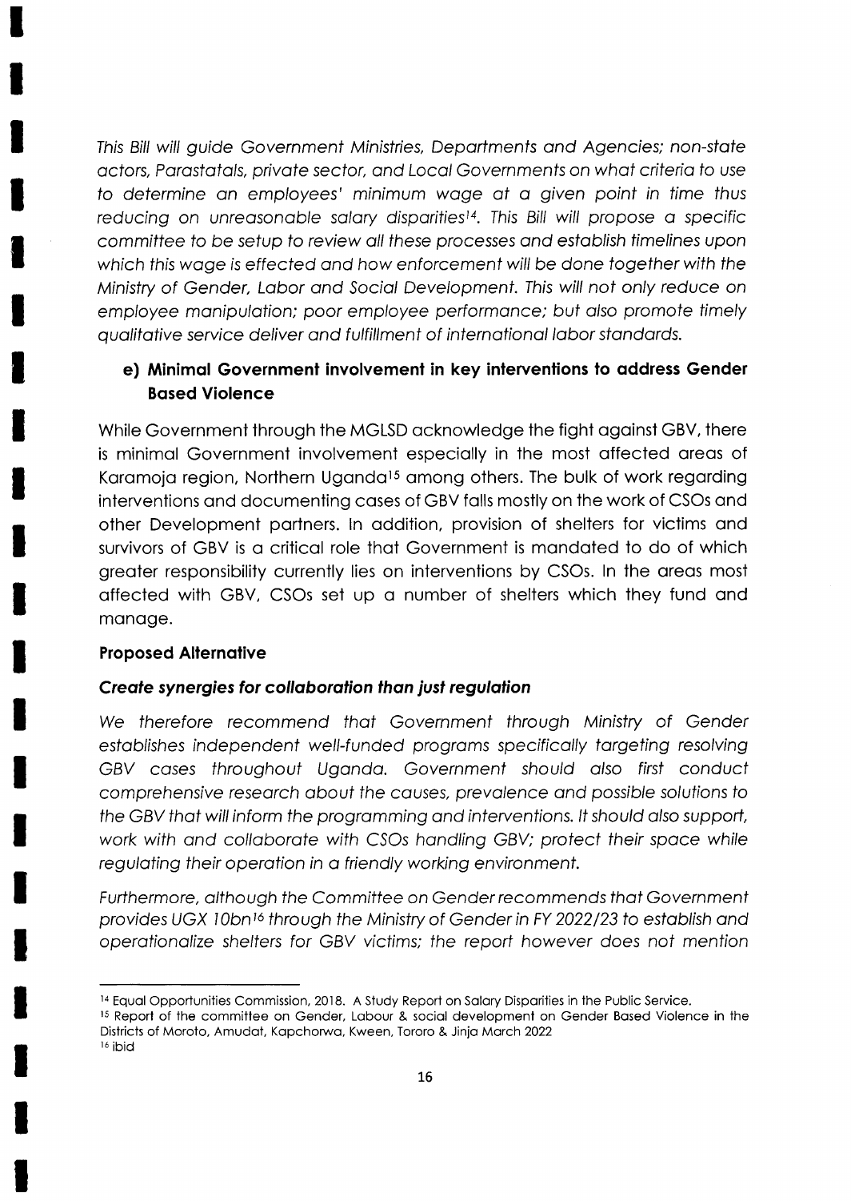*This Bill will guide Government Ministries, Departments and Agencies; non-state actors, Parastatals, private sector, and Local Governments on what criteria to use to determine an employees' minimum wage at a given point in time thus reducing on unreasonable salary disparities[14]. This Bill will propose a specific committee to be setup to review all these processes and establish timelines upon which this wage is effected and how enforcement will be done together with the Ministry of Gender, Labor and Social Development. This will not only reduce on employee manipulation; poor employee performance; but also promote timely qualitative service deliver and fulfillment of international labor standards.*

### e) Minimal Government involvement in key interventions to address Gender Based Violence

While Government through the MGLSD acknowledge the fight against GBV, there is minimal Government involvement especially in the most affected areas of Karamoja region, Northern Uganda[15] among others. The bulk of work regarding interventions and documenting cases of GBV falls mostly on the work of CSOs and other Development partners. In addition, provision of shelters for victims and survivors of GBV is a critical role that Government is mandated to do of which greater responsibility currently lies on interventions by CSOs. In the areas most affected with GBV, CSOs set up a number of shelters which they fund and manage.

**Proposed Alternative**

***Create synergies for collaboration than just regulation***

*We therefore recommend that Government through Ministry of Gender establishes independent well-funded programs specifically targeting resolving GBV cases throughout Uganda. Government should also first conduct comprehensive research about the causes, prevalence and possible solutions to the GBV that will inform the programming and interventions. It should also support, work with and collaborate with CSOs handling GBV; protect their space while regulating their operation in a friendly working environment.*

*Furthermore, although the Committee on Gender recommends that Government provides UGX 10bn[16] through the Ministry of Gender in FY 2022/23 to establish and operationalize shelters for GBV victims; the report however does not mention*

---

[14] Equal Opportunities Commission, 2018. A Study Report on Salary Disparities in the Public Service.

[15] Report of the committee on Gender, Labour & social development on Gender Based Violence in the Districts of Moroto, Amudat, Kapchorwa, Kween, Tororo & Jinja March 2022

[16] ibid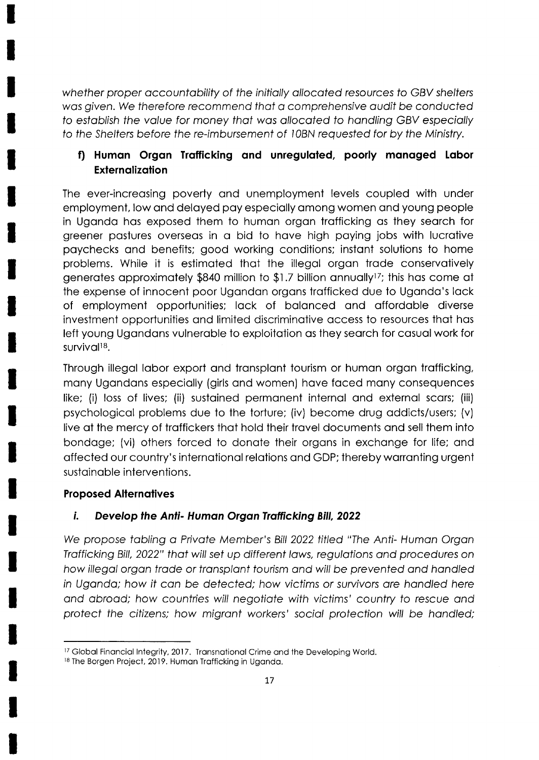*whether proper accountability of the initially allocated resources to GBV shelters was given. We therefore recommend that a comprehensive audit be conducted to establish the value for money that was allocated to handling GBV especially to the Shelters before the re-imbursement of 10BN requested for by the Ministry.*

### f) Human Organ Trafficking and unregulated, poorly managed Labor Externalization

The ever-increasing poverty and unemployment levels coupled with under employment, low and delayed pay especially among women and young people in Uganda has exposed them to human organ trafficking as they search for greener pastures overseas in a bid to have high paying jobs with lucrative paychecks and benefits; good working conditions; instant solutions to home problems. While it is estimated that the illegal organ trade conservatively generates approximately $840 million to $1.7 billion annually[17]; this has come at the expense of innocent poor Ugandan organs trafficked due to Uganda's lack of employment opportunities; lack of balanced and affordable diverse investment opportunities and limited discriminative access to resources that has left young Ugandans vulnerable to exploitation as they search for casual work for survival[18].

Through illegal labor export and transplant tourism or human organ trafficking, many Ugandans especially (girls and women) have faced many consequences like; (i) loss of lives; (ii) sustained permanent internal and external scars; (iii) psychological problems due to the torture; (iv) become drug addicts/users; (v) live at the mercy of traffickers that hold their travel documents and sell them into bondage; (vi) others forced to donate their organs in exchange for life; and affected our country's international relations and GDP; thereby warranting urgent sustainable interventions.

**Proposed Alternatives**

#### *i. Develop the Anti- Human Organ Trafficking Bill, 2022*

*We propose tabling a Private Member's Bill 2022 titled "The Anti- Human Organ Trafficking Bill, 2022" that will set up different laws, regulations and procedures on how illegal organ trade or transplant tourism and will be prevented and handled in Uganda; how it can be detected; how victims or survivors are handled here and abroad; how countries will negotiate with victims' country to rescue and protect the citizens; how migrant workers' social protection will be handled;*

---

[17] Global Financial Integrity, 2017. Transnational Crime and the Developing World.

[18] The Borgen Project, 2019. Human Trafficking in Uganda.